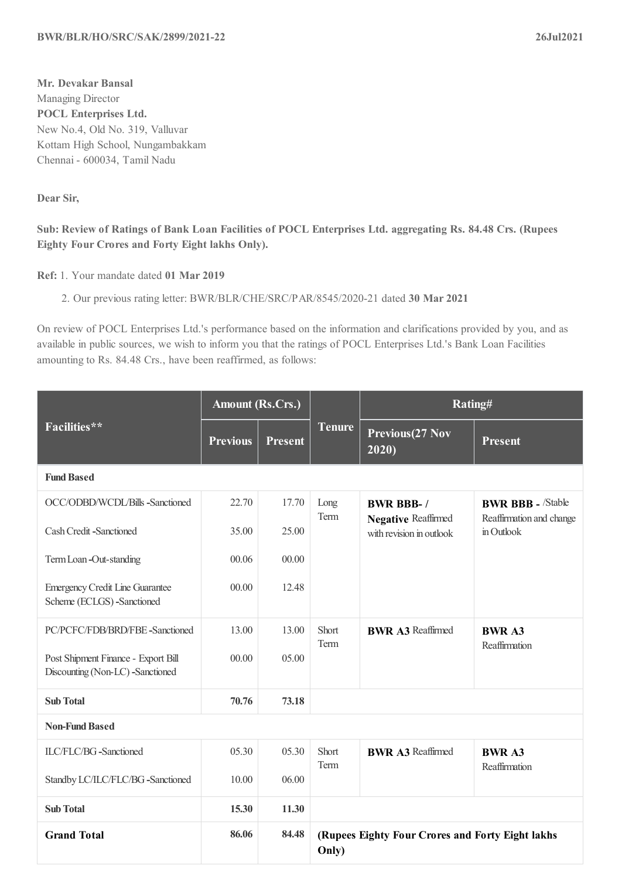**BWR/BLR/HO/SRC/SAK/2899/2021-22** **26Jul2021**

**Mr. Devakar Bansal**
Managing Director
**POCL Enterprises Ltd.**
New No.4, Old No. 319, Valluvar
Kottam High School, Nungambakkam
Chennai - 600034, Tamil Nadu

**Dear Sir,**

**Sub: Review of Ratings of Bank Loan Facilities of POCL Enterprises Ltd. aggregating Rs. 84.48 Crs. (Rupees Eighty Four Crores and Forty Eight lakhs Only).**

**Ref:** 1. Your mandate dated **01 Mar 2019**

2. Our previous rating letter: BWR/BLR/CHE/SRC/PAR/8545/2020-21 dated **30 Mar 2021**

On review of POCL Enterprises Ltd.'s performance based on the information and clarifications provided by you, and as available in public sources, we wish to inform you that the ratings of POCL Enterprises Ltd.'s Bank Loan Facilities amounting to Rs. 84.48 Crs., have been reaffirmed, as follows:

| Facilities** | Amount (Rs.Crs.) | | Tenure | Rating# | |
|---|---|---|---|---|---|
| | Previous | Present | | Previous(27 Nov 2020) | Present |
| **Fund Based** | | | | | |
| OCC/ODBD/WCDL/Bills -Sanctioned | 22.70 | 17.70 | Long Term | **BWR BBB- / Negative** Reaffirmed with revision in outlook | **BWR BBB -** /Stable Reaffirmation and change in Outlook |
| Cash Credit -Sanctioned | 35.00 | 25.00 | | | |
| Term Loan -Out-standing | 00.06 | 00.00 | | | |
| Emergency Credit Line Guarantee Scheme (ECLGS) -Sanctioned | 00.00 | 12.48 | | | |
| PC/PCFC/FDB/BRD/FBE -Sanctioned | 13.00 | 13.00 | Short Term | **BWR A3** Reaffirmed | **BWR A3** Reaffirmation |
| Post Shipment Finance - Export Bill Discounting (Non-LC) -Sanctioned | 00.00 | 05.00 | | | |
| **Sub Total** | **70.76** | **73.18** | | | |
| **Non-Fund Based** | | | | | |
| ILC/FLC/BG -Sanctioned | 05.30 | 05.30 | Short Term | **BWR A3** Reaffirmed | **BWR A3** Reaffirmation |
| Standby LC/ILC/FLC/BG -Sanctioned | 10.00 | 06.00 | | | |
| **Sub Total** | **15.30** | **11.30** | | | |
| **Grand Total** | **86.06** | **84.48** | **(Rupees Eighty Four Crores and Forty Eight lakhs Only)** | | |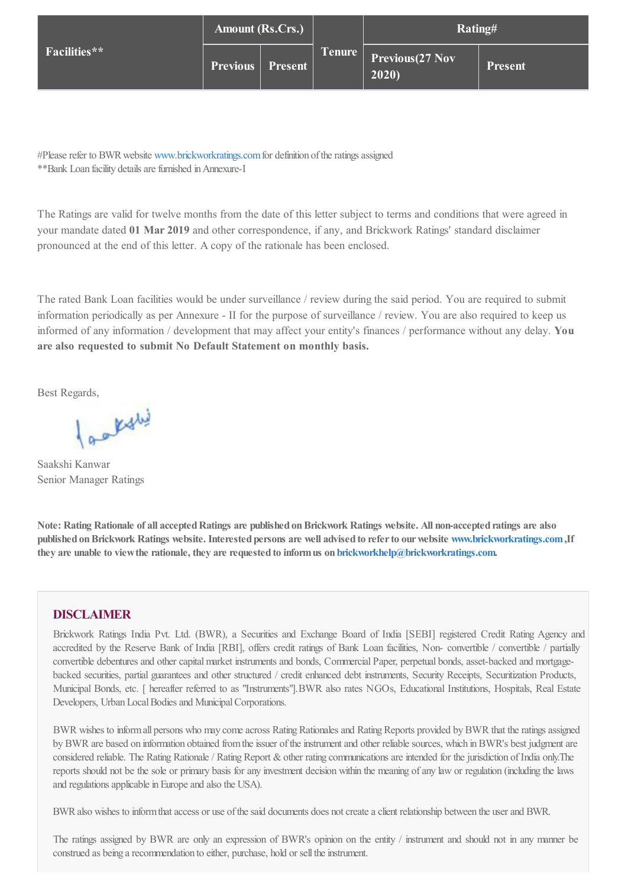| Facilities** | Amount (Rs.Crs.) | | Tenure | Rating# | |
|---|---|---|---|---|---|
| | Previous | Present | | Previous(27 Nov 2020) | Present |

#Please refer to BWR website www.brickworkratings.com for definition of the ratings assigned
**Bank Loan facility details are furnished in Annexure-I

The Ratings are valid for twelve months from the date of this letter subject to terms and conditions that were agreed in your mandate dated **01 Mar 2019** and other correspondence, if any, and Brickwork Ratings' standard disclaimer pronounced at the end of this letter. A copy of the rationale has been enclosed.

The rated Bank Loan facilities would be under surveillance / review during the said period. You are required to submit information periodically as per Annexure - II for the purpose of surveillance / review. You are also required to keep us informed of any information / development that may affect your entity's finances / performance without any delay. **You are also requested to submit No Default Statement on monthly basis.**

Best Regards,

Saakshi Kanwar
Senior Manager Ratings

**Note: Rating Rationale of all accepted Ratings are published on Brickwork Ratings website. All non-accepted ratings are also published on Brickwork Ratings website. Interested persons are well advised to refer to our website www.brickworkratings.com ,If they are unable to view the rationale, they are requested to inform us on brickworkhelp@brickworkratings.com.**

## DISCLAIMER

Brickwork Ratings India Pvt. Ltd. (BWR), a Securities and Exchange Board of India [SEBI] registered Credit Rating Agency and accredited by the Reserve Bank of India [RBI], offers credit ratings of Bank Loan facilities, Non- convertible / convertible / partially convertible debentures and other capital market instruments and bonds, Commercial Paper, perpetual bonds, asset-backed and mortgage-backed securities, partial guarantees and other structured / credit enhanced debt instruments, Security Receipts, Securitization Products, Municipal Bonds, etc. [ hereafter referred to as "Instruments"].BWR also rates NGOs, Educational Institutions, Hospitals, Real Estate Developers, Urban Local Bodies and Municipal Corporations.

BWR wishes to inform all persons who may come across Rating Rationales and Rating Reports provided by BWR that the ratings assigned by BWR are based on information obtained from the issuer of the instrument and other reliable sources, which in BWR's best judgment are considered reliable. The Rating Rationale / Rating Report & other rating communications are intended for the jurisdiction of India only.The reports should not be the sole or primary basis for any investment decision within the meaning of any law or regulation (including the laws and regulations applicable in Europe and also the USA).

BWR also wishes to inform that access or use of the said documents does not create a client relationship between the user and BWR.

The ratings assigned by BWR are only an expression of BWR's opinion on the entity / instrument and should not in any manner be construed as being a recommendation to either, purchase, hold or sell the instrument.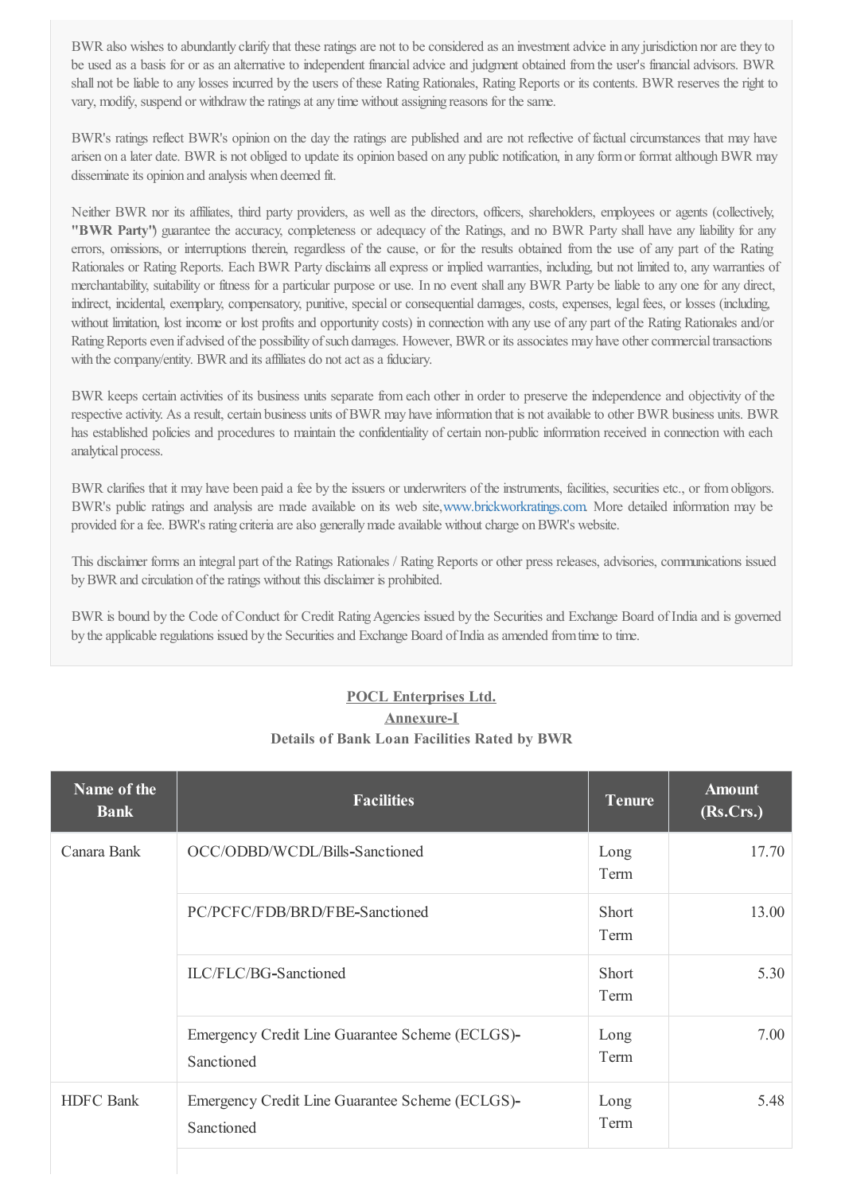BWR also wishes to abundantly clarify that these ratings are not to be considered as an investment advice in any jurisdiction nor are they to be used as a basis for or as an alternative to independent financial advice and judgment obtained from the user's financial advisors. BWR shall not be liable to any losses incurred by the users of these Rating Rationales, Rating Reports or its contents. BWR reserves the right to vary, modify, suspend or withdraw the ratings at any time without assigning reasons for the same.

BWR's ratings reflect BWR's opinion on the day the ratings are published and are not reflective of factual circumstances that may have arisen on a later date. BWR is not obliged to update its opinion based on any public notification, in any form or format although BWR may disseminate its opinion and analysis when deemed fit.

Neither BWR nor its affiliates, third party providers, as well as the directors, officers, shareholders, employees or agents (collectively, **"BWR Party")** guarantee the accuracy, completeness or adequacy of the Ratings, and no BWR Party shall have any liability for any errors, omissions, or interruptions therein, regardless of the cause, or for the results obtained from the use of any part of the Rating Rationales or Rating Reports. Each BWR Party disclaims all express or implied warranties, including, but not limited to, any warranties of merchantability, suitability or fitness for a particular purpose or use. In no event shall any BWR Party be liable to any one for any direct, indirect, incidental, exemplary, compensatory, punitive, special or consequential damages, costs, expenses, legal fees, or losses (including, without limitation, lost income or lost profits and opportunity costs) in connection with any use of any part of the Rating Rationales and/or Rating Reports even if advised of the possibility of such damages. However, BWR or its associates may have other commercial transactions with the company/entity. BWR and its affiliates do not act as a fiduciary.

BWR keeps certain activities of its business units separate from each other in order to preserve the independence and objectivity of the respective activity. As a result, certain business units of BWR may have information that is not available to other BWR business units. BWR has established policies and procedures to maintain the confidentiality of certain non-public information received in connection with each analytical process.

BWR clarifies that it may have been paid a fee by the issuers or underwriters of the instruments, facilities, securities etc., or from obligors. BWR's public ratings and analysis are made available on its web site, www.brickworkratings.com. More detailed information may be provided for a fee. BWR's rating criteria are also generally made available without charge on BWR's website.

This disclaimer forms an integral part of the Ratings Rationales / Rating Reports or other press releases, advisories, communications issued by BWR and circulation of the ratings without this disclaimer is prohibited.

BWR is bound by the Code of Conduct for Credit Rating Agencies issued by the Securities and Exchange Board of India and is governed by the applicable regulations issued by the Securities and Exchange Board of India as amended from time to time.

**POCL Enterprises Ltd.**

**Annexure-I**

**Details of Bank Loan Facilities Rated by BWR**

| Name of the Bank | Facilities | Tenure | Amount (Rs.Crs.) |
|---|---|---|---|
| Canara Bank | OCC/ODBD/WCDL/Bills-Sanctioned | Long Term | 17.70 |
| | PC/PCFC/FDB/BRD/FBE-Sanctioned | Short Term | 13.00 |
| | ILC/FLC/BG-Sanctioned | Short Term | 5.30 |
| | Emergency Credit Line Guarantee Scheme (ECLGS)-Sanctioned | Long Term | 7.00 |
| HDFC Bank | Emergency Credit Line Guarantee Scheme (ECLGS)-Sanctioned | Long Term | 5.48 |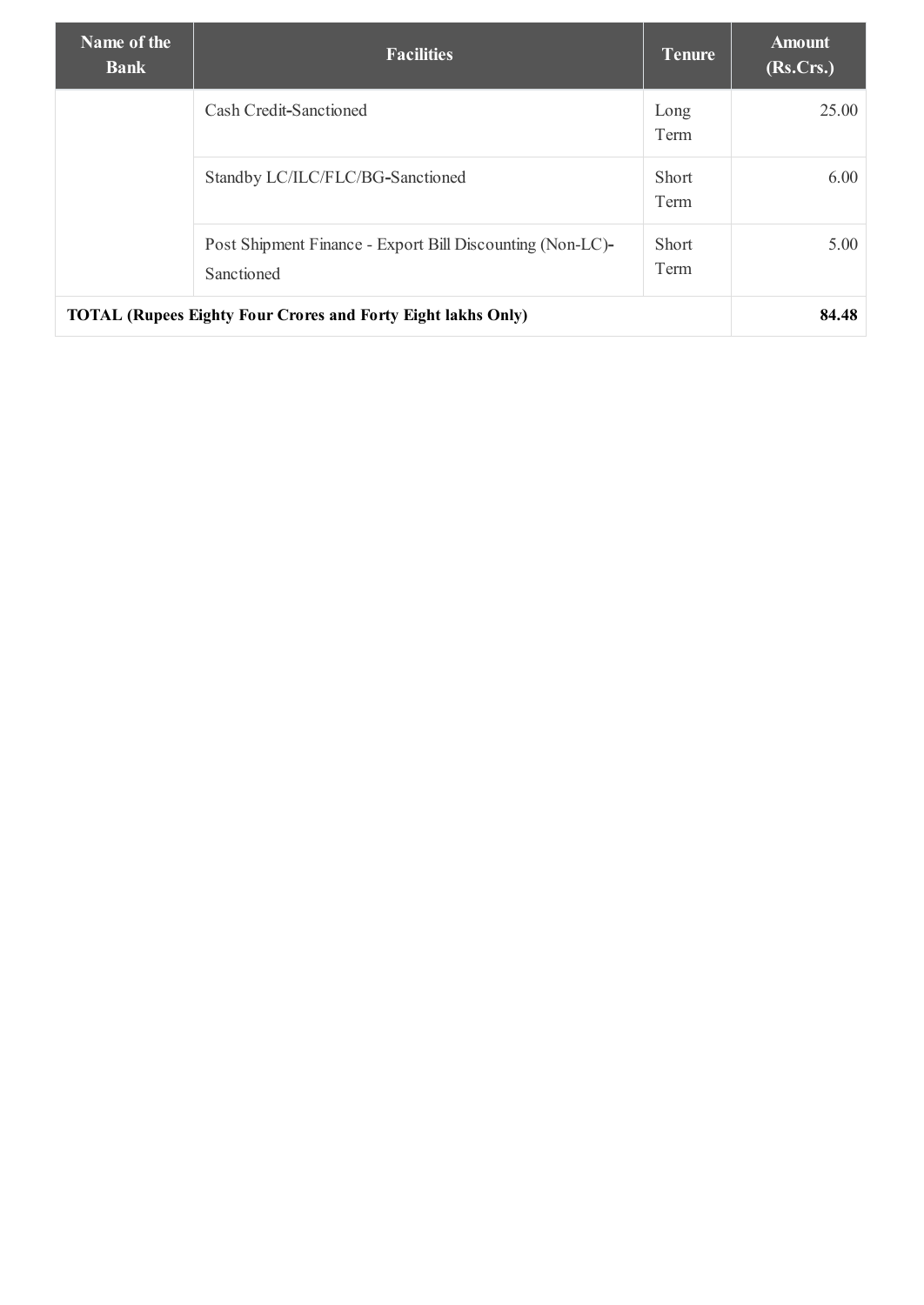| Name of the Bank | Facilities | Tenure | Amount (Rs.Crs.) |
| --- | --- | --- | --- |
| | Cash Credit-Sanctioned | Long Term | 25.00 |
| | Standby LC/ILC/FLC/BG-Sanctioned | Short Term | 6.00 |
| | Post Shipment Finance - Export Bill Discounting (Non-LC)-Sanctioned | Short Term | 5.00 |
| **TOTAL (Rupees Eighty Four Crores and Forty Eight lakhs Only)** | | | **84.48** |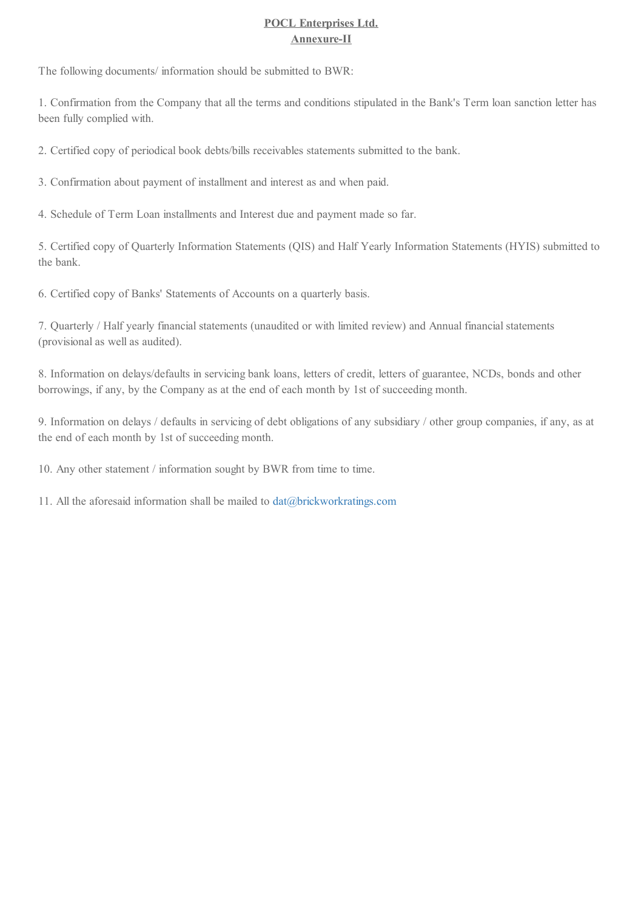**POCL Enterprises Ltd.**
**Annexure-II**

The following documents/ information should be submitted to BWR:

1. Confirmation from the Company that all the terms and conditions stipulated in the Bank's Term loan sanction letter has been fully complied with.

2. Certified copy of periodical book debts/bills receivables statements submitted to the bank.

3. Confirmation about payment of installment and interest as and when paid.

4. Schedule of Term Loan installments and Interest due and payment made so far.

5. Certified copy of Quarterly Information Statements (QIS) and Half Yearly Information Statements (HYIS) submitted to the bank.

6. Certified copy of Banks' Statements of Accounts on a quarterly basis.

7. Quarterly / Half yearly financial statements (unaudited or with limited review) and Annual financial statements (provisional as well as audited).

8. Information on delays/defaults in servicing bank loans, letters of credit, letters of guarantee, NCDs, bonds and other borrowings, if any, by the Company as at the end of each month by 1st of succeeding month.

9. Information on delays / defaults in servicing of debt obligations of any subsidiary / other group companies, if any, as at the end of each month by 1st of succeeding month.

10. Any other statement / information sought by BWR from time to time.

11. All the aforesaid information shall be mailed to dat@brickworkratings.com